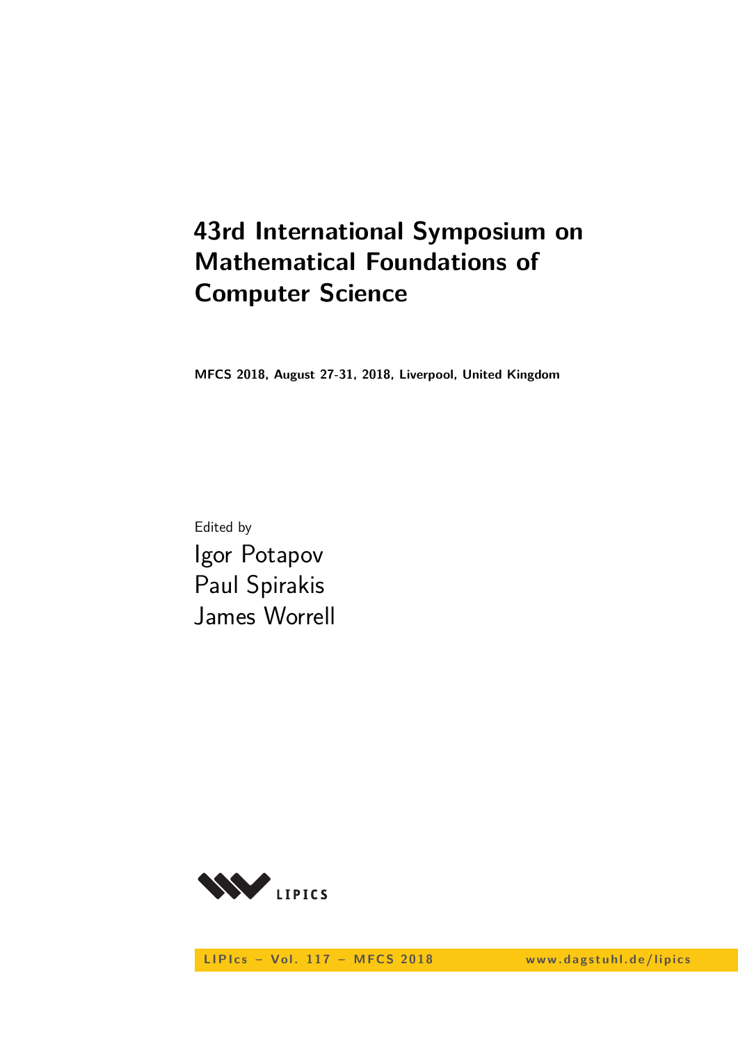# 43rd International Symposium on Mathematical Foundations of Computer Science

**MFCS 2018, August 27-31, 2018, Liverpool, United Kingdom**

Edited by

Igor Potapov
Paul Spirakis
James Worrell

LIPICS

LIPIcs – Vol. 117 – MFCS 2018 www.dagstuhl.de/lipics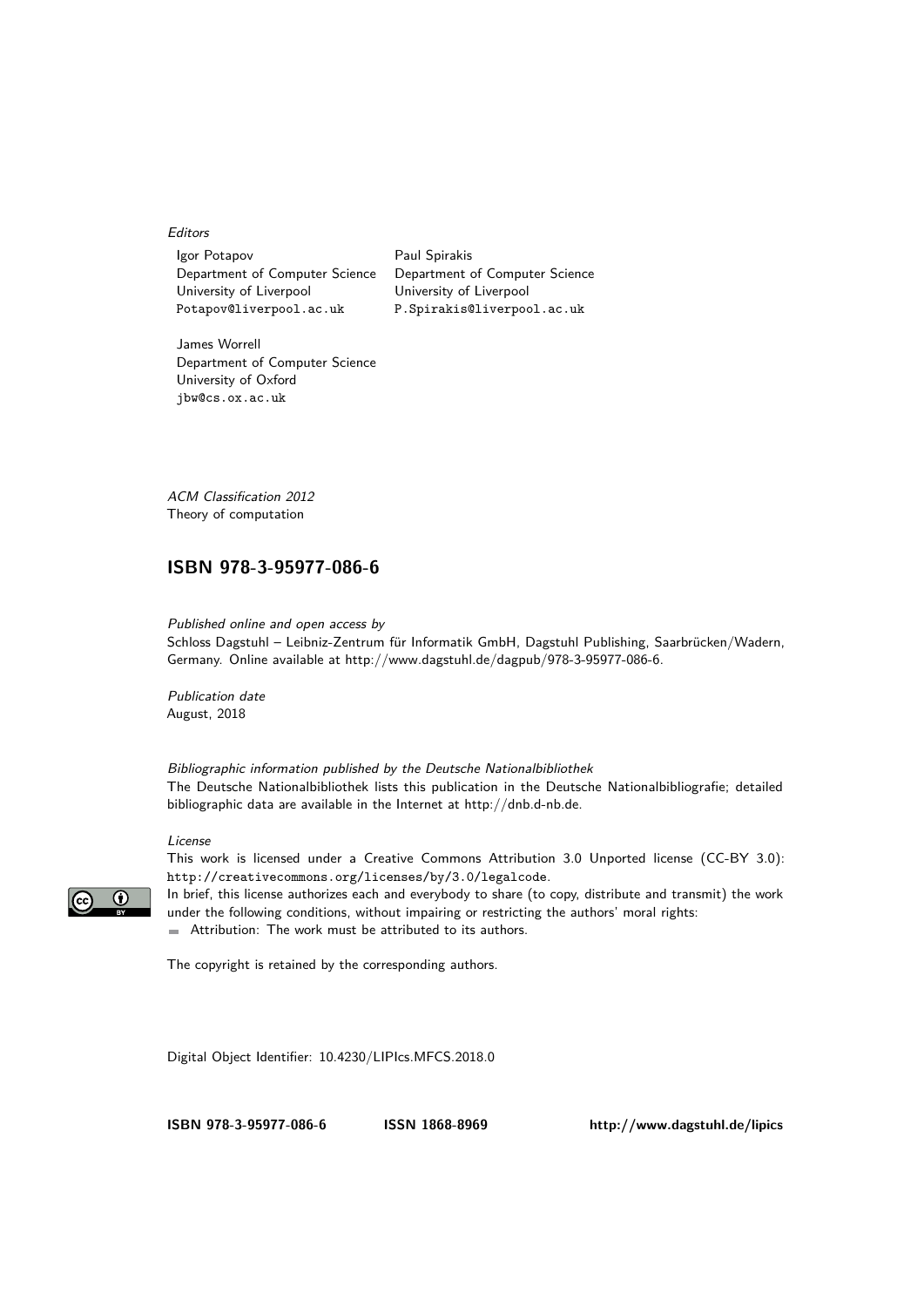*Editors*

Igor Potapov
Department of Computer Science
University of Liverpool
Potapov@liverpool.ac.uk

Paul Spirakis
Department of Computer Science
University of Liverpool
P.Spirakis@liverpool.ac.uk

James Worrell
Department of Computer Science
University of Oxford
jbw@cs.ox.ac.uk

*ACM Classification 2012*
Theory of computation

**ISBN 978-3-95977-086-6**

*Published online and open access by*
Schloss Dagstuhl – Leibniz-Zentrum für Informatik GmbH, Dagstuhl Publishing, Saarbrücken/Wadern, Germany. Online available at http://www.dagstuhl.de/dagpub/978-3-95977-086-6.

*Publication date*
August, 2018

*Bibliographic information published by the Deutsche Nationalbibliothek*
The Deutsche Nationalbibliothek lists this publication in the Deutsche Nationalbibliografie; detailed bibliographic data are available in the Internet at http://dnb.d-nb.de.

*License*
This work is licensed under a Creative Commons Attribution 3.0 Unported license (CC-BY 3.0): http://creativecommons.org/licenses/by/3.0/legalcode.
In brief, this license authorizes each and everybody to share (to copy, distribute and transmit) the work under the following conditions, without impairing or restricting the authors' moral rights:

- Attribution: The work must be attributed to its authors.

The copyright is retained by the corresponding authors.

Digital Object Identifier: 10.4230/LIPIcs.MFCS.2018.0

**ISBN 978-3-95977-086-6** **ISSN 1868-8969** **http://www.dagstuhl.de/lipics**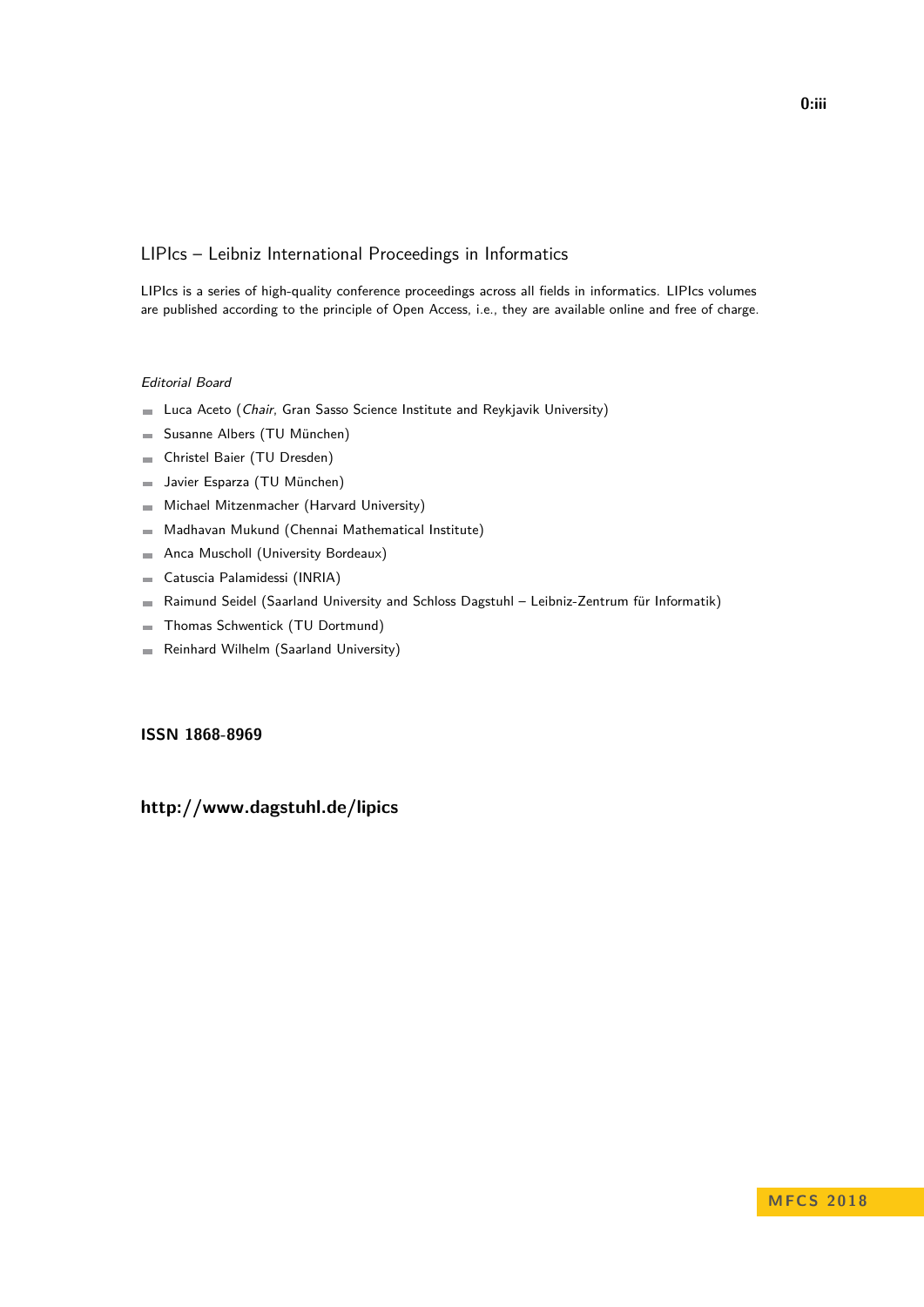## LIPIcs – Leibniz International Proceedings in Informatics

LIPIcs is a series of high-quality conference proceedings across all fields in informatics. LIPIcs volumes are published according to the principle of Open Access, i.e., they are available online and free of charge.

*Editorial Board*

- Luca Aceto (*Chair*, Gran Sasso Science Institute and Reykjavik University)
- Susanne Albers (TU München)
- Christel Baier (TU Dresden)
- Javier Esparza (TU München)
- Michael Mitzenmacher (Harvard University)
- Madhavan Mukund (Chennai Mathematical Institute)
- Anca Muscholl (University Bordeaux)
- Catuscia Palamidessi (INRIA)
- Raimund Seidel (Saarland University and Schloss Dagstuhl – Leibniz-Zentrum für Informatik)
- Thomas Schwentick (TU Dortmund)
- Reinhard Wilhelm (Saarland University)

**ISSN 1868-8969**

**http://www.dagstuhl.de/lipics**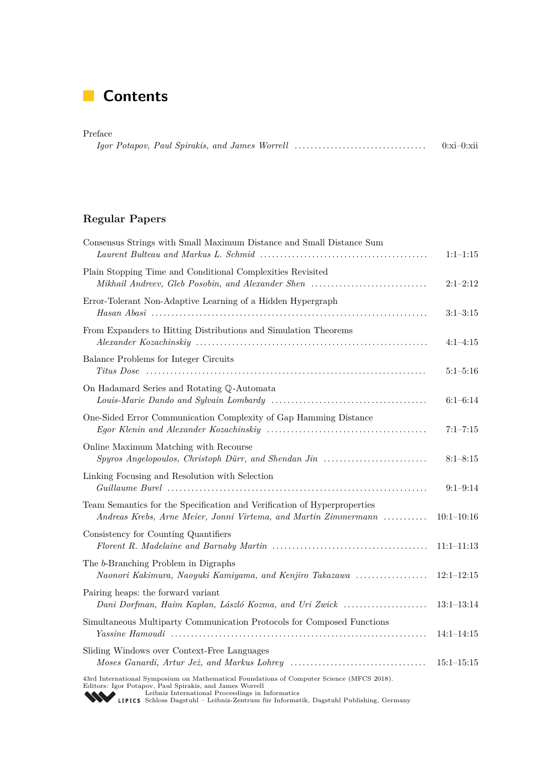# Contents

Preface
*Igor Potapov, Paul Spirakis, and James Worrell* .................................... 0:xi–0:xii

## Regular Papers

Consensus Strings with Small Maximum Distance and Small Distance Sum
*Laurent Bulteau and Markus L. Schmid* .................................... 1:1–1:15

Plain Stopping Time and Conditional Complexities Revisited
*Mikhail Andreev, Gleb Posobin, and Alexander Shen* .................................... 2:1–2:12

Error-Tolerant Non-Adaptive Learning of a Hidden Hypergraph
*Hasan Abasi* .................................... 3:1–3:15

From Expanders to Hitting Distributions and Simulation Theorems
*Alexander Kozachinskiy* .................................... 4:1–4:15

Balance Problems for Integer Circuits
*Titus Dose* .................................... 5:1–5:16

On Hadamard Series and Rotating $\mathbb{Q}$-Automata
*Louis-Marie Dando and Sylvain Lombardy* .................................... 6:1–6:14

One-Sided Error Communication Complexity of Gap Hamming Distance
*Egor Klenin and Alexander Kozachinskiy* .................................... 7:1–7:15

Online Maximum Matching with Recourse
*Spyros Angelopoulos, Christoph Dürr, and Shendan Jin* .................................... 8:1–8:15

Linking Focusing and Resolution with Selection
*Guillaume Burel* .................................... 9:1–9:14

Team Semantics for the Specification and Verification of Hyperproperties
*Andreas Krebs, Arne Meier, Jonni Virtema, and Martin Zimmermann* .................................... 10:1–10:16

Consistency for Counting Quantifiers
*Florent R. Madelaine and Barnaby Martin* .................................... 11:1–11:13

The $b$-Branching Problem in Digraphs
*Naonori Kakimura, Naoyuki Kamiyama, and Kenjiro Takazawa* .................................... 12:1–12:15

Pairing heaps: the forward variant
*Dani Dorfman, Haim Kaplan, László Kozma, and Uri Zwick* .................................... 13:1–13:14

Simultaneous Multiparty Communication Protocols for Composed Functions
*Yassine Hamoudi* .................................... 14:1–14:15

Sliding Windows over Context-Free Languages
*Moses Ganardi, Artur Jeż, and Markus Lohrey* .................................... 15:1–15:15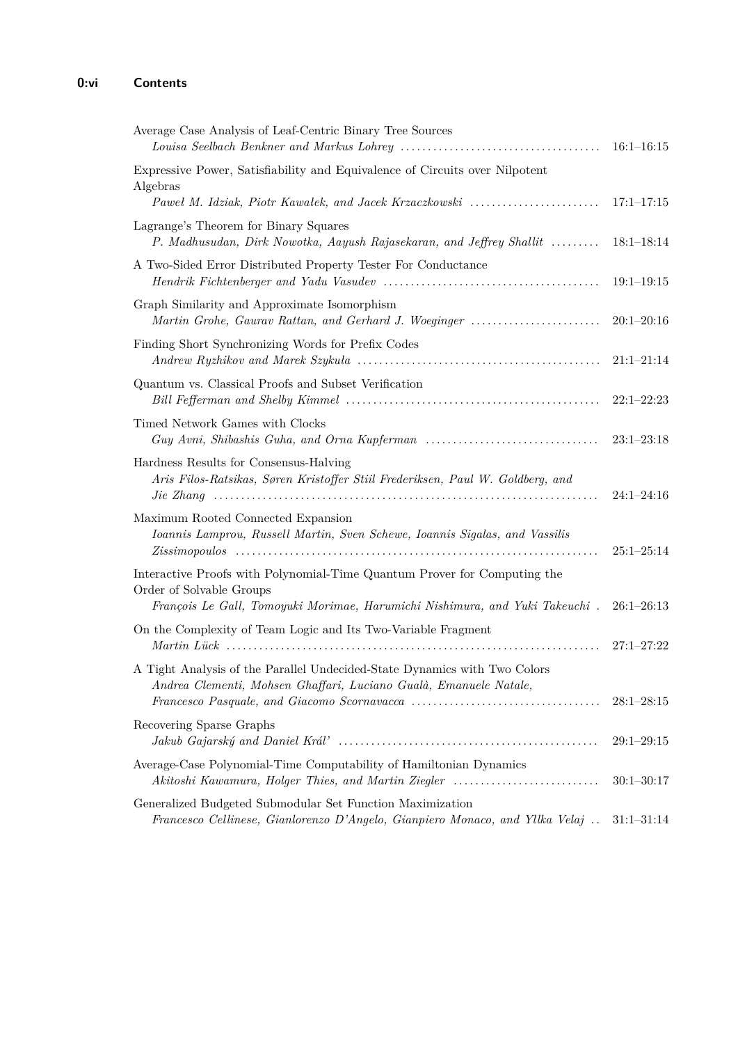Average Case Analysis of Leaf-Centric Binary Tree Sources
*Louisa Seelbach Benkner and Markus Lohrey* ..................................... 16:1–16:15

Expressive Power, Satisfiability and Equivalence of Circuits over Nilpotent Algebras
*Paweł M. Idziak, Piotr Kawałek, and Jacek Krzaczkowski* ........................ 17:1–17:15

Lagrange's Theorem for Binary Squares
*P. Madhusudan, Dirk Nowotka, Aayush Rajasekaran, and Jeffrey Shallit* ......... 18:1–18:14

A Two-Sided Error Distributed Property Tester For Conductance
*Hendrik Fichtenberger and Yadu Vasudev* ....................................... 19:1–19:15

Graph Similarity and Approximate Isomorphism
*Martin Grohe, Gaurav Rattan, and Gerhard J. Woeginger* ........................ 20:1–20:16

Finding Short Synchronizing Words for Prefix Codes
*Andrew Ryzhikov and Marek Szykuła* ............................................ 21:1–21:14

Quantum vs. Classical Proofs and Subset Verification
*Bill Fefferman and Shelby Kimmel* .............................................. 22:1–22:23

Timed Network Games with Clocks
*Guy Avni, Shibashis Guha, and Orna Kupferman* ................................ 23:1–23:18

Hardness Results for Consensus-Halving
*Aris Filos-Ratsikas, Søren Kristoffer Stiil Frederiksen, Paul W. Goldberg, and Jie Zhang* ..................................................................... 24:1–24:16

Maximum Rooted Connected Expansion
*Ioannis Lamprou, Russell Martin, Sven Schewe, Ioannis Sigalas, and Vassilis Zissimopoulos* ................................................................. 25:1–25:14

Interactive Proofs with Polynomial-Time Quantum Prover for Computing the Order of Solvable Groups
*François Le Gall, Tomoyuki Morimae, Harumichi Nishimura, and Yuki Takeuchi* . 26:1–26:13

On the Complexity of Team Logic and Its Two-Variable Fragment
*Martin Lück* ................................................................... 27:1–27:22

A Tight Analysis of the Parallel Undecided-State Dynamics with Two Colors
*Andrea Clementi, Mohsen Ghaffari, Luciano Gualà, Emanuele Natale, Francesco Pasquale, and Giacomo Scornavacca* .................................. 28:1–28:15

Recovering Sparse Graphs
*Jakub Gajarský and Daniel Král'* ................................................ 29:1–29:15

Average-Case Polynomial-Time Computability of Hamiltonian Dynamics
*Akitoshi Kawamura, Holger Thies, and Martin Ziegler* ........................... 30:1–30:17

Generalized Budgeted Submodular Set Function Maximization
*Francesco Cellinese, Gianlorenzo D'Angelo, Gianpiero Monaco, and Yllka Velaj* .. 31:1–31:14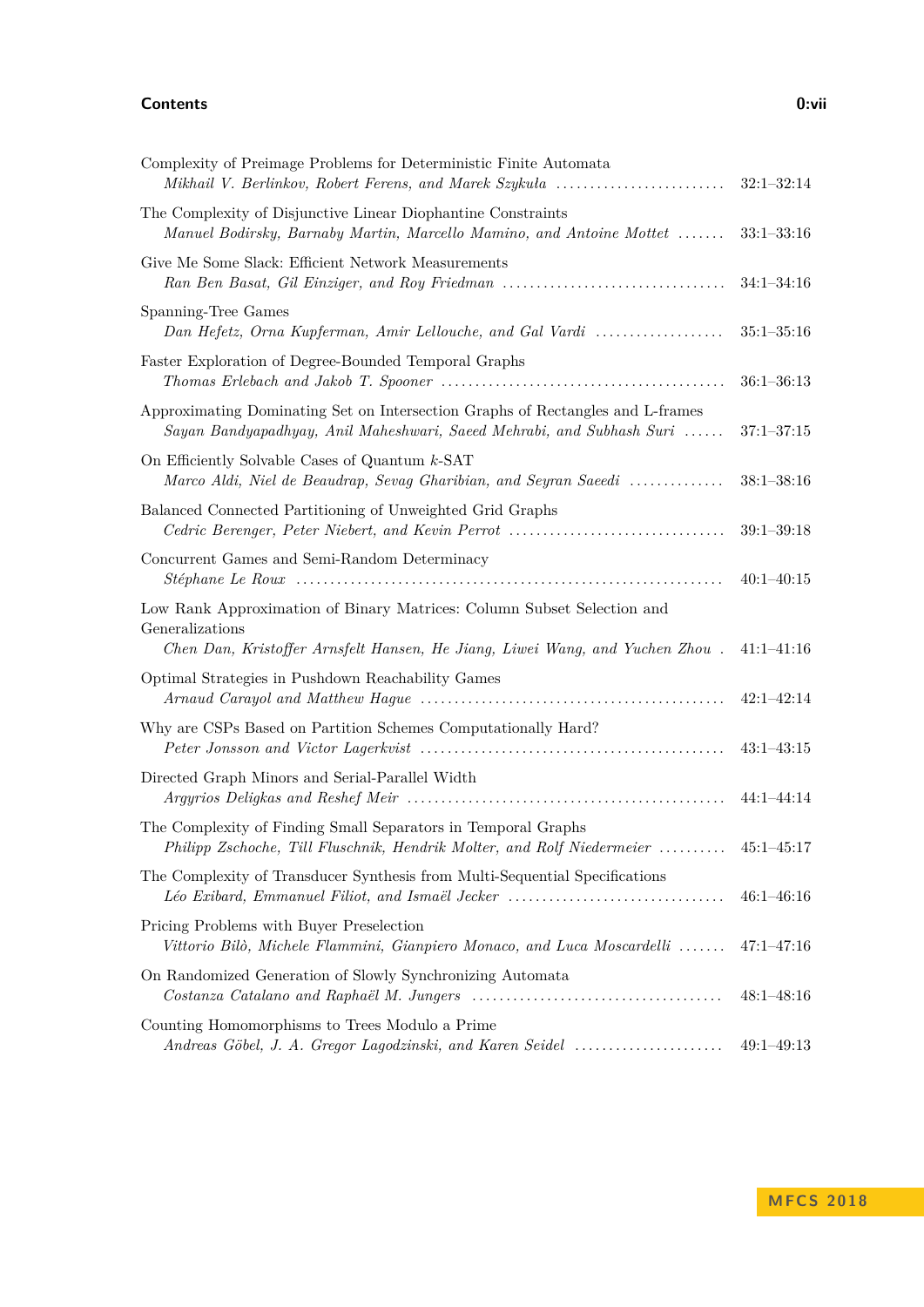Complexity of Preimage Problems for Deterministic Finite Automata
*Mikhail V. Berlinkov, Robert Ferens, and Marek Szykuła* ........................ 32:1–32:14

The Complexity of Disjunctive Linear Diophantine Constraints
*Manuel Bodirsky, Barnaby Martin, Marcello Mamino, and Antoine Mottet* ....... 33:1–33:16

Give Me Some Slack: Efficient Network Measurements
*Ran Ben Basat, Gil Einziger, and Roy Friedman* ................................ 34:1–34:16

Spanning-Tree Games
*Dan Hefetz, Orna Kupferman, Amir Lellouche, and Gal Vardi* .................. 35:1–35:16

Faster Exploration of Degree-Bounded Temporal Graphs
*Thomas Erlebach and Jakob T. Spooner* .......................................... 36:1–36:13

Approximating Dominating Set on Intersection Graphs of Rectangles and L-frames
*Sayan Bandyapadhyay, Anil Maheshwari, Saeed Mehrabi, and Subhash Suri* ...... 37:1–37:15

On Efficiently Solvable Cases of Quantum $k$-SAT
*Marco Aldi, Niel de Beaudrap, Sevag Gharibian, and Seyran Saeedi* ............. 38:1–38:16

Balanced Connected Partitioning of Unweighted Grid Graphs
*Cedric Berenger, Peter Niebert, and Kevin Perrot* ............................... 39:1–39:18

Concurrent Games and Semi-Random Determinacy
*Stéphane Le Roux* .............................................................. 40:1–40:15

Low Rank Approximation of Binary Matrices: Column Subset Selection and Generalizations
*Chen Dan, Kristoffer Arnsfelt Hansen, He Jiang, Liwei Wang, and Yuchen Zhou* . 41:1–41:16

Optimal Strategies in Pushdown Reachability Games
*Arnaud Carayol and Matthew Hague* ............................................ 42:1–42:14

Why are CSPs Based on Partition Schemes Computationally Hard?
*Peter Jonsson and Victor Lagerkvist* ............................................ 43:1–43:15

Directed Graph Minors and Serial-Parallel Width
*Argyrios Deligkas and Reshef Meir* .............................................. 44:1–44:14

The Complexity of Finding Small Separators in Temporal Graphs
*Philipp Zschoche, Till Fluschnik, Hendrik Molter, and Rolf Niedermeier* .......... 45:1–45:17

The Complexity of Transducer Synthesis from Multi-Sequential Specifications
*Léo Exibard, Emmanuel Filiot, and Ismaël Jecker* ............................... 46:1–46:16

Pricing Problems with Buyer Preselection
*Vittorio Bilò, Michele Flammini, Gianpiero Monaco, and Luca Moscardelli* ....... 47:1–47:16

On Randomized Generation of Slowly Synchronizing Automata
*Costanza Catalano and Raphaël M. Jungers* ..................................... 48:1–48:16

Counting Homomorphisms to Trees Modulo a Prime
*Andreas Göbel, J. A. Gregor Lagodzinski, and Karen Seidel* ...................... 49:1–49:13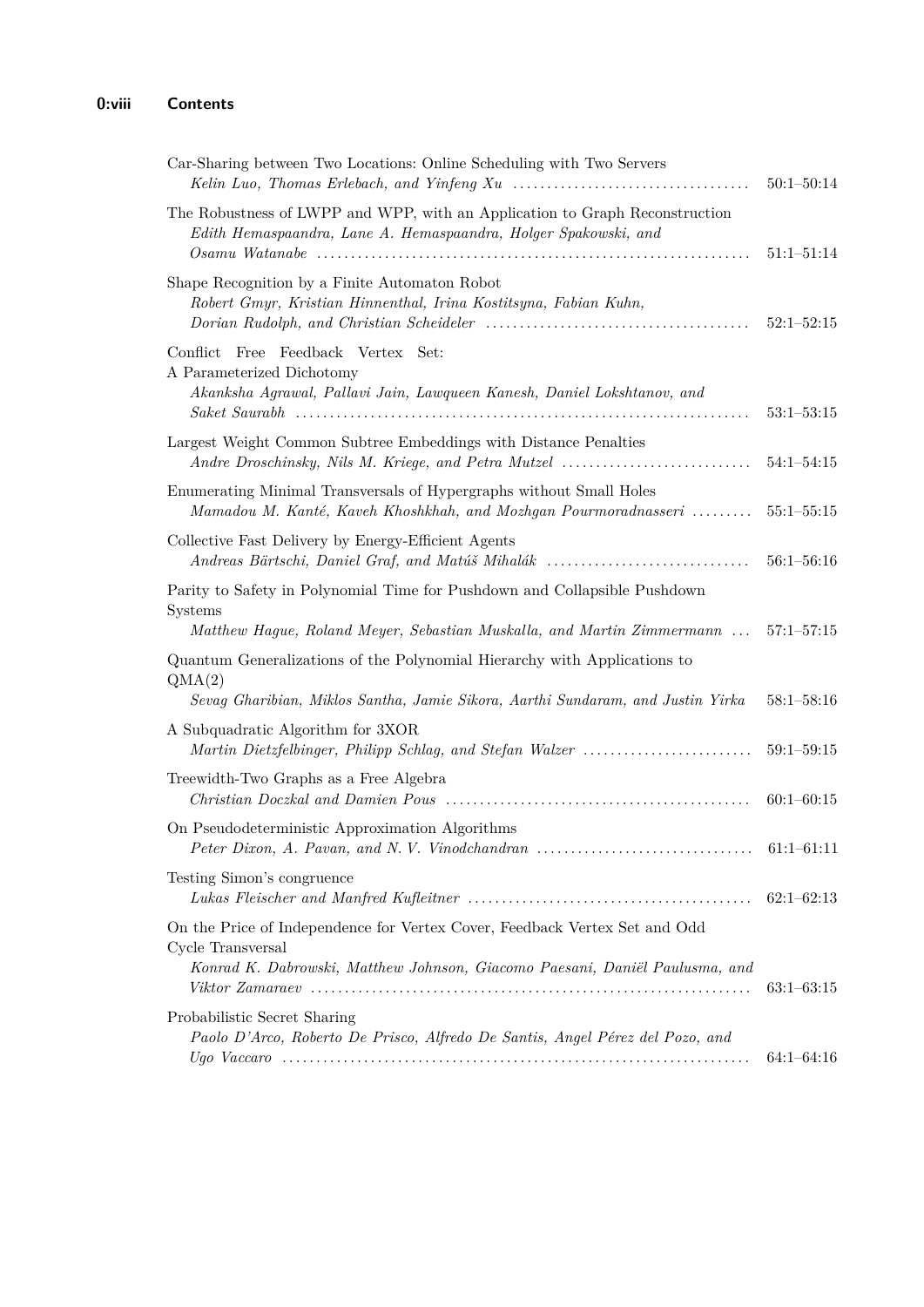Car-Sharing between Two Locations: Online Scheduling with Two Servers
*Kelin Luo, Thomas Erlebach, and Yinfeng Xu* ........ 50:1–50:14

The Robustness of LWPP and WPP, with an Application to Graph Reconstruction
*Edith Hemaspaandra, Lane A. Hemaspaandra, Holger Spakowski, and Osamu Watanabe* ........ 51:1–51:14

Shape Recognition by a Finite Automaton Robot
*Robert Gmyr, Kristian Hinnenthal, Irina Kostitsyna, Fabian Kuhn, Dorian Rudolph, and Christian Scheideler* ........ 52:1–52:15

Conflict Free Feedback Vertex Set: A Parameterized Dichotomy
*Akanksha Agrawal, Pallavi Jain, Lawqueen Kanesh, Daniel Lokshtanov, and Saket Saurabh* ........ 53:1–53:15

Largest Weight Common Subtree Embeddings with Distance Penalties
*Andre Droschinsky, Nils M. Kriege, and Petra Mutzel* ........ 54:1–54:15

Enumerating Minimal Transversals of Hypergraphs without Small Holes
*Mamadou M. Kanté, Kaveh Khoshkhah, and Mozhgan Pourmoradnasseri* ........ 55:1–55:15

Collective Fast Delivery by Energy-Efficient Agents
*Andreas Bärtschi, Daniel Graf, and Matúš Mihalák* ........ 56:1–56:16

Parity to Safety in Polynomial Time for Pushdown and Collapsible Pushdown Systems
*Matthew Hague, Roland Meyer, Sebastian Muskalla, and Martin Zimmermann* ... 57:1–57:15

Quantum Generalizations of the Polynomial Hierarchy with Applications to QMA(2)
*Sevag Gharibian, Miklos Santha, Jamie Sikora, Aarthi Sundaram, and Justin Yirka* 58:1–58:16

A Subquadratic Algorithm for 3XOR
*Martin Dietzfelbinger, Philipp Schlag, and Stefan Walzer* ........ 59:1–59:15

Treewidth-Two Graphs as a Free Algebra
*Christian Doczkal and Damien Pous* ........ 60:1–60:15

On Pseudodeterministic Approximation Algorithms
*Peter Dixon, A. Pavan, and N. V. Vinodchandran* ........ 61:1–61:11

Testing Simon's congruence
*Lukas Fleischer and Manfred Kufleitner* ........ 62:1–62:13

On the Price of Independence for Vertex Cover, Feedback Vertex Set and Odd Cycle Transversal
*Konrad K. Dabrowski, Matthew Johnson, Giacomo Paesani, Daniël Paulusma, and Viktor Zamaraev* ........ 63:1–63:15

Probabilistic Secret Sharing
*Paolo D'Arco, Roberto De Prisco, Alfredo De Santis, Angel Pérez del Pozo, and Ugo Vaccaro* ........ 64:1–64:16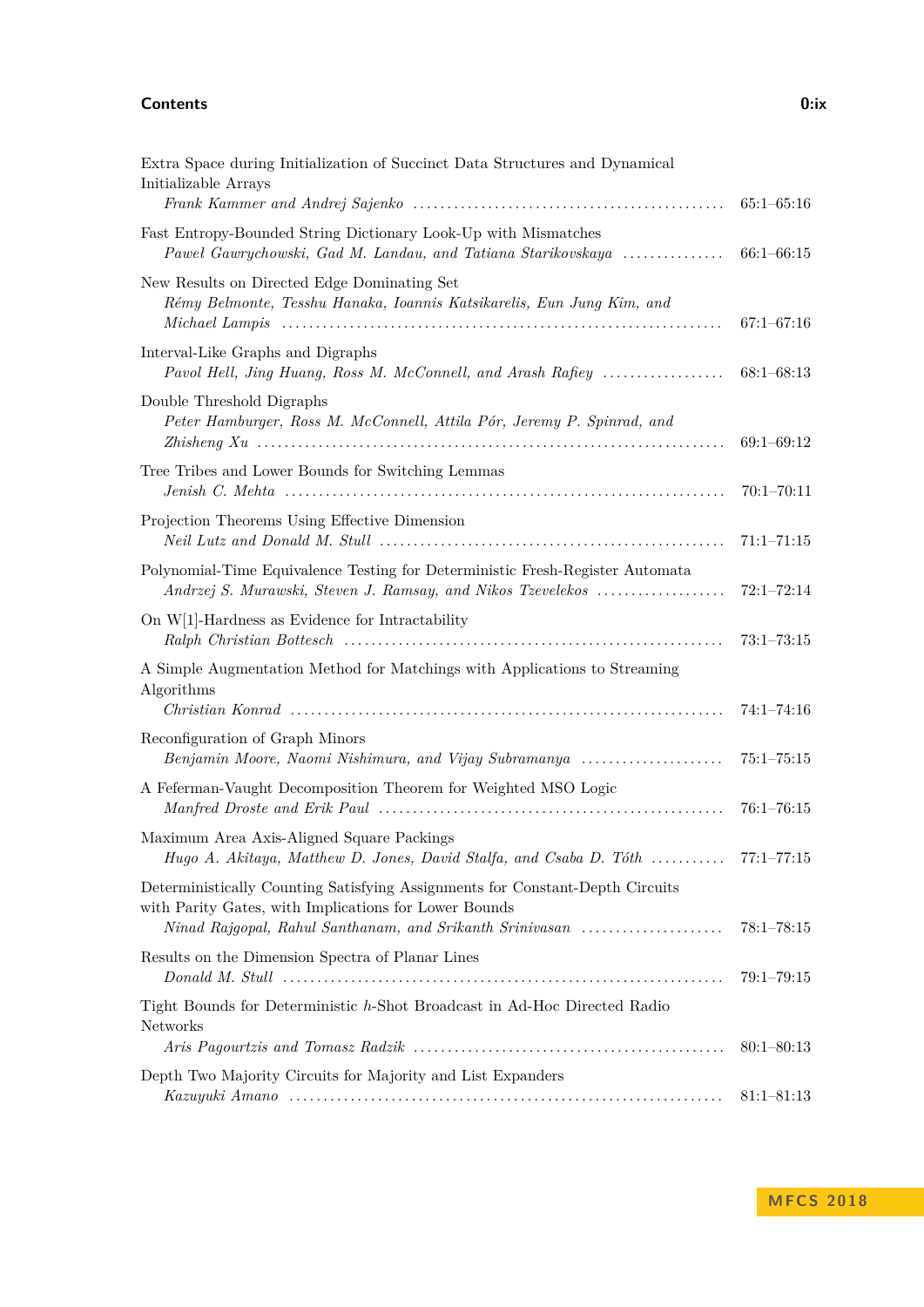Extra Space during Initialization of Succinct Data Structures and Dynamical Initializable Arrays
*Frank Kammer and Andrej Sajenko* ..... 65:1–65:16

Fast Entropy-Bounded String Dictionary Look-Up with Mismatches
*Paweł Gawrychowski, Gad M. Landau, and Tatiana Starikovskaya* ..... 66:1–66:15

New Results on Directed Edge Dominating Set
*Rémy Belmonte, Tesshu Hanaka, Ioannis Katsikarelis, Eun Jung Kim, and Michael Lampis* ..... 67:1–67:16

Interval-Like Graphs and Digraphs
*Pavol Hell, Jing Huang, Ross M. McConnell, and Arash Rafiey* ..... 68:1–68:13

Double Threshold Digraphs
*Peter Hamburger, Ross M. McConnell, Attila Pór, Jeremy P. Spinrad, and Zhisheng Xu* ..... 69:1–69:12

Tree Tribes and Lower Bounds for Switching Lemmas
*Jenish C. Mehta* ..... 70:1–70:11

Projection Theorems Using Effective Dimension
*Neil Lutz and Donald M. Stull* ..... 71:1–71:15

Polynomial-Time Equivalence Testing for Deterministic Fresh-Register Automata
*Andrzej S. Murawski, Steven J. Ramsay, and Nikos Tzevelekos* ..... 72:1–72:14

On W[1]-Hardness as Evidence for Intractability
*Ralph Christian Bottesch* ..... 73:1–73:15

A Simple Augmentation Method for Matchings with Applications to Streaming Algorithms
*Christian Konrad* ..... 74:1–74:16

Reconfiguration of Graph Minors
*Benjamin Moore, Naomi Nishimura, and Vijay Subramanya* ..... 75:1–75:15

A Feferman-Vaught Decomposition Theorem for Weighted MSO Logic
*Manfred Droste and Erik Paul* ..... 76:1–76:15

Maximum Area Axis-Aligned Square Packings
*Hugo A. Akitaya, Matthew D. Jones, David Stalfa, and Csaba D. Tóth* ..... 77:1–77:15

Deterministically Counting Satisfying Assignments for Constant-Depth Circuits with Parity Gates, with Implications for Lower Bounds
*Ninad Rajgopal, Rahul Santhanam, and Srikanth Srinivasan* ..... 78:1–78:15

Results on the Dimension Spectra of Planar Lines
*Donald M. Stull* ..... 79:1–79:15

Tight Bounds for Deterministic $h$-Shot Broadcast in Ad-Hoc Directed Radio Networks
*Aris Pagourtzis and Tomasz Radzik* ..... 80:1–80:13

Depth Two Majority Circuits for Majority and List Expanders
*Kazuyuki Amano* ..... 81:1–81:13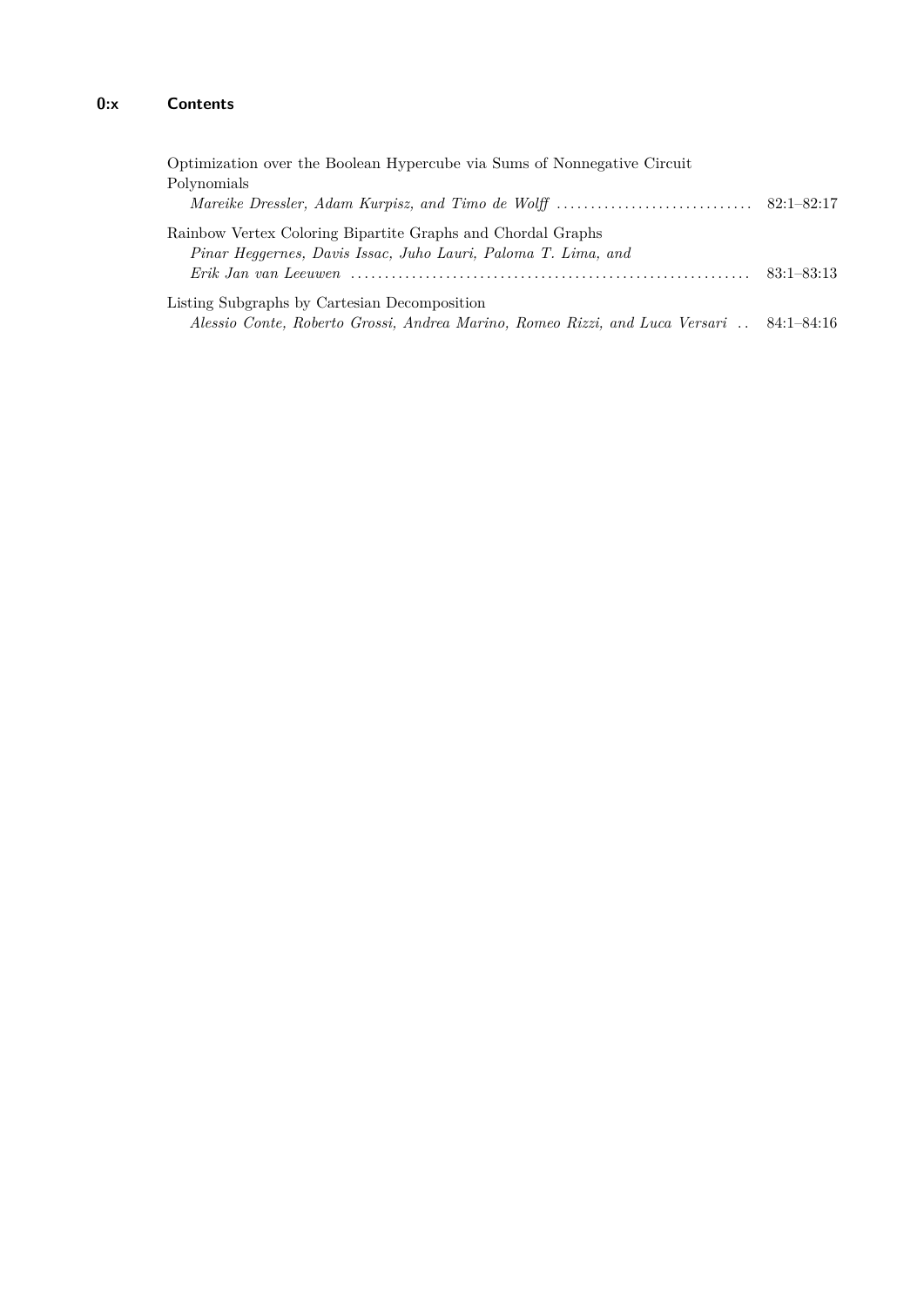Optimization over the Boolean Hypercube via Sums of Nonnegative Circuit Polynomials
*Mareike Dressler, Adam Kurpisz, and Timo de Wolff* ............................. 82:1–82:17

Rainbow Vertex Coloring Bipartite Graphs and Chordal Graphs
*Pinar Heggernes, Davis Issac, Juho Lauri, Paloma T. Lima, and Erik Jan van Leeuwen* ............................................................ 83:1–83:13

Listing Subgraphs by Cartesian Decomposition
*Alessio Conte, Roberto Grossi, Andrea Marino, Romeo Rizzi, and Luca Versari* .. 84:1–84:16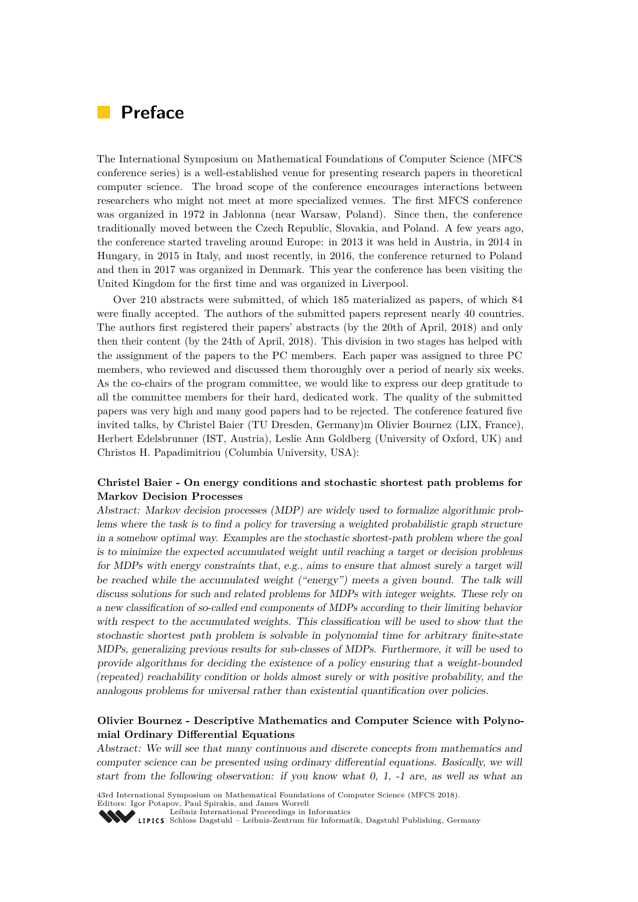# Preface

The International Symposium on Mathematical Foundations of Computer Science (MFCS conference series) is a well-established venue for presenting research papers in theoretical computer science. The broad scope of the conference encourages interactions between researchers who might not meet at more specialized venues. The first MFCS conference was organized in 1972 in Jablonna (near Warsaw, Poland). Since then, the conference traditionally moved between the Czech Republic, Slovakia, and Poland. A few years ago, the conference started traveling around Europe: in 2013 it was held in Austria, in 2014 in Hungary, in 2015 in Italy, and most recently, in 2016, the conference returned to Poland and then in 2017 was organized in Denmark. This year the conference has been visiting the United Kingdom for the first time and was organized in Liverpool.

Over 210 abstracts were submitted, of which 185 materialized as papers, of which 84 were finally accepted. The authors of the submitted papers represent nearly 40 countries. The authors first registered their papers' abstracts (by the 20th of April, 2018) and only then their content (by the 24th of April, 2018). This division in two stages has helped with the assignment of the papers to the PC members. Each paper was assigned to three PC members, who reviewed and discussed them thoroughly over a period of nearly six weeks. As the co-chairs of the program committee, we would like to express our deep gratitude to all the committee members for their hard, dedicated work. The quality of the submitted papers was very high and many good papers had to be rejected. The conference featured five invited talks, by Christel Baier (TU Dresden, Germany)m Olivier Bournez (LIX, France), Herbert Edelsbrunner (IST, Austria), Leslie Ann Goldberg (University of Oxford, UK) and Christos H. Papadimitriou (Columbia University, USA):

**Christel Baier - On energy conditions and stochastic shortest path problems for Markov Decision Processes**

*Abstract: Markov decision processes (MDP) are widely used to formalize algorithmic problems where the task is to find a policy for traversing a weighted probabilistic graph structure in a somehow optimal way. Examples are the stochastic shortest-path problem where the goal is to minimize the expected accumulated weight until reaching a target or decision problems for MDPs with energy constraints that, e.g., aims to ensure that almost surely a target will be reached while the accumulated weight ("energy") meets a given bound. The talk will discuss solutions for such and related problems for MDPs with integer weights. These rely on a new classification of so-called end components of MDPs according to their limiting behavior with respect to the accumulated weights. This classification will be used to show that the stochastic shortest path problem is solvable in polynomial time for arbitrary finite-state MDPs, generalizing previous results for sub-classes of MDPs. Furthermore, it will be used to provide algorithms for deciding the existence of a policy ensuring that a weight-bounded (repeated) reachability condition or holds almost surely or with positive probability, and the analogous problems for universal rather than existential quantification over policies.*

**Olivier Bournez - Descriptive Mathematics and Computer Science with Polynomial Ordinary Differential Equations**

*Abstract: We will see that many continuous and discrete concepts from mathematics and computer science can be presented using ordinary differential equations. Basically, we will start from the following observation: if you know what 0, 1, -1 are, as well as what an*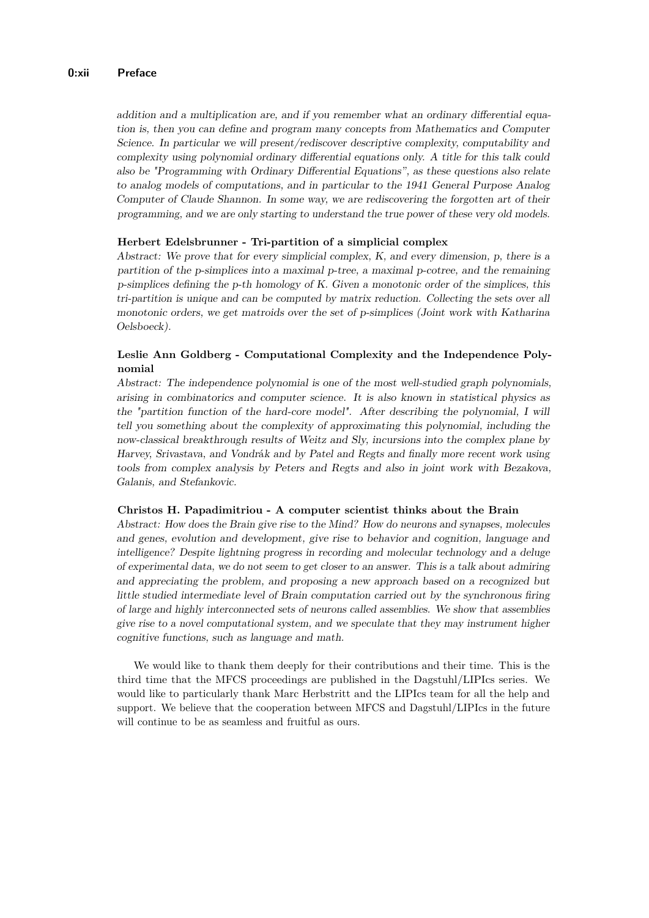*addition and a multiplication are, and if you remember what an ordinary differential equation is, then you can define and program many concepts from Mathematics and Computer Science. In particular we will present/rediscover descriptive complexity, computability and complexity using polynomial ordinary differential equations only. A title for this talk could also be "Programming with Ordinary Differential Equations", as these questions also relate to analog models of computations, and in particular to the 1941 General Purpose Analog Computer of Claude Shannon. In some way, we are rediscovering the forgotten art of their programming, and we are only starting to understand the true power of these very old models.*

**Herbert Edelsbrunner - Tri-partition of a simplicial complex**
*Abstract: We prove that for every simplicial complex, K, and every dimension, p, there is a partition of the p-simplices into a maximal p-tree, a maximal p-cotree, and the remaining p-simplices defining the p-th homology of K. Given a monotonic order of the simplices, this tri-partition is unique and can be computed by matrix reduction. Collecting the sets over all monotonic orders, we get matroids over the set of p-simplices (Joint work with Katharina Oelsboeck).*

**Leslie Ann Goldberg - Computational Complexity and the Independence Polynomial**
*Abstract: The independence polynomial is one of the most well-studied graph polynomials, arising in combinatorics and computer science. It is also known in statistical physics as the "partition function of the hard-core model". After describing the polynomial, I will tell you something about the complexity of approximating this polynomial, including the now-classical breakthrough results of Weitz and Sly, incursions into the complex plane by Harvey, Srivastava, and Vondrák and by Patel and Regts and finally more recent work using tools from complex analysis by Peters and Regts and also in joint work with Bezakova, Galanis, and Stefankovic.*

**Christos H. Papadimitriou - A computer scientist thinks about the Brain**
*Abstract: How does the Brain give rise to the Mind? How do neurons and synapses, molecules and genes, evolution and development, give rise to behavior and cognition, language and intelligence? Despite lightning progress in recording and molecular technology and a deluge of experimental data, we do not seem to get closer to an answer. This is a talk about admiring and appreciating the problem, and proposing a new approach based on a recognized but little studied intermediate level of Brain computation carried out by the synchronous firing of large and highly interconnected sets of neurons called assemblies. We show that assemblies give rise to a novel computational system, and we speculate that they may instrument higher cognitive functions, such as language and math.*

We would like to thank them deeply for their contributions and their time. This is the third time that the MFCS proceedings are published in the Dagstuhl/LIPIcs series. We would like to particularly thank Marc Herbstritt and the LIPIcs team for all the help and support. We believe that the cooperation between MFCS and Dagstuhl/LIPIcs in the future will continue to be as seamless and fruitful as ours.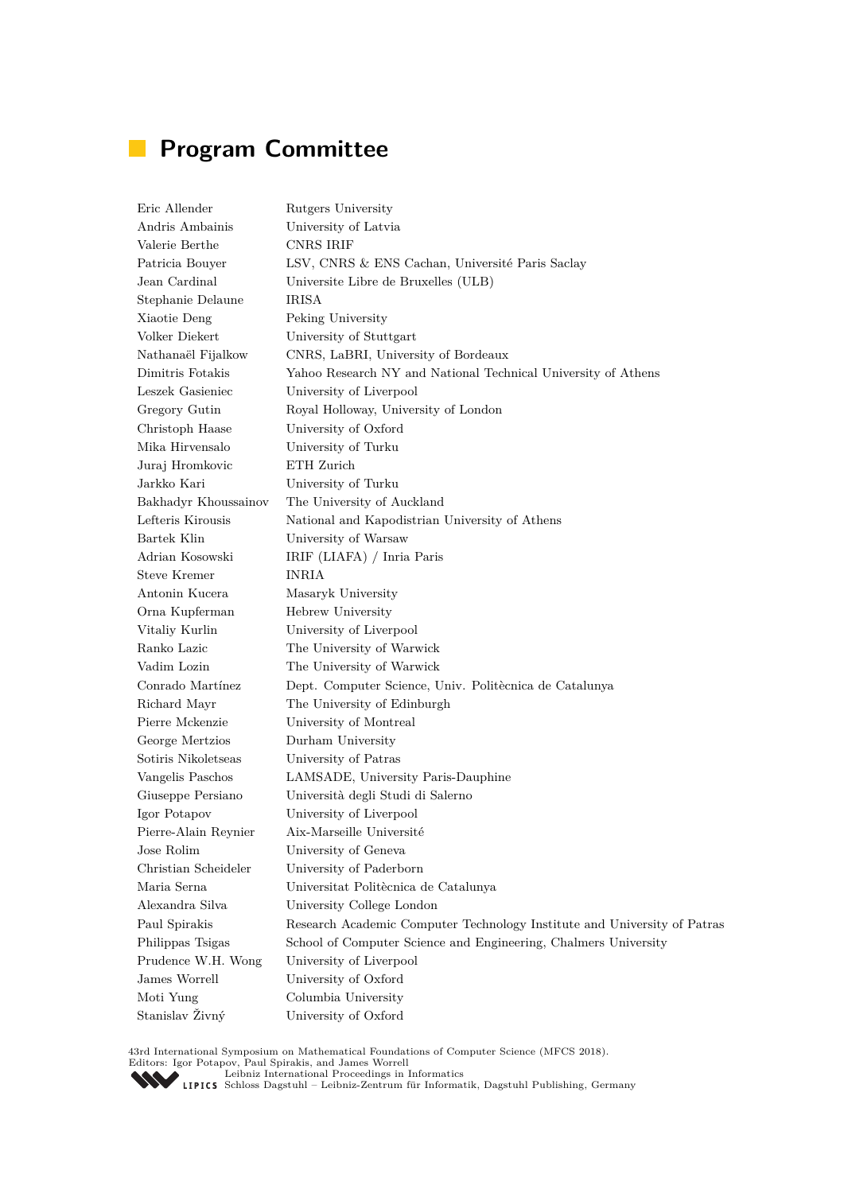# Program Committee

| | |
|---|---|
| Eric Allender | Rutgers University |
| Andris Ambainis | University of Latvia |
| Valerie Berthe | CNRS IRIF |
| Patricia Bouyer | LSV, CNRS & ENS Cachan, Université Paris Saclay |
| Jean Cardinal | Universite Libre de Bruxelles (ULB) |
| Stephanie Delaune | IRISA |
| Xiaotie Deng | Peking University |
| Volker Diekert | University of Stuttgart |
| Nathanaël Fijalkow | CNRS, LaBRI, University of Bordeaux |
| Dimitris Fotakis | Yahoo Research NY and National Technical University of Athens |
| Leszek Gasieniec | University of Liverpool |
| Gregory Gutin | Royal Holloway, University of London |
| Christoph Haase | University of Oxford |
| Mika Hirvensalo | University of Turku |
| Juraj Hromkovic | ETH Zurich |
| Jarkko Kari | University of Turku |
| Bakhadyr Khoussainov | The University of Auckland |
| Lefteris Kirousis | National and Kapodistrian University of Athens |
| Bartek Klin | University of Warsaw |
| Adrian Kosowski | IRIF (LIAFA) / Inria Paris |
| Steve Kremer | INRIA |
| Antonin Kucera | Masaryk University |
| Orna Kupferman | Hebrew University |
| Vitaliy Kurlin | University of Liverpool |
| Ranko Lazic | The University of Warwick |
| Vadim Lozin | The University of Warwick |
| Conrado Martínez | Dept. Computer Science, Univ. Politècnica de Catalunya |
| Richard Mayr | The University of Edinburgh |
| Pierre Mckenzie | University of Montreal |
| George Mertzios | Durham University |
| Sotiris Nikoletseas | University of Patras |
| Vangelis Paschos | LAMSADE, University Paris-Dauphine |
| Giuseppe Persiano | Università degli Studi di Salerno |
| Igor Potapov | University of Liverpool |
| Pierre-Alain Reynier | Aix-Marseille Université |
| Jose Rolim | University of Geneva |
| Christian Scheideler | University of Paderborn |
| Maria Serna | Universitat Politècnica de Catalunya |
| Alexandra Silva | University College London |
| Paul Spirakis | Research Academic Computer Technology Institute and University of Patras |
| Philippas Tsigas | School of Computer Science and Engineering, Chalmers University |
| Prudence W.H. Wong | University of Liverpool |
| James Worrell | University of Oxford |
| Moti Yung | Columbia University |
| Stanislav Živný | University of Oxford |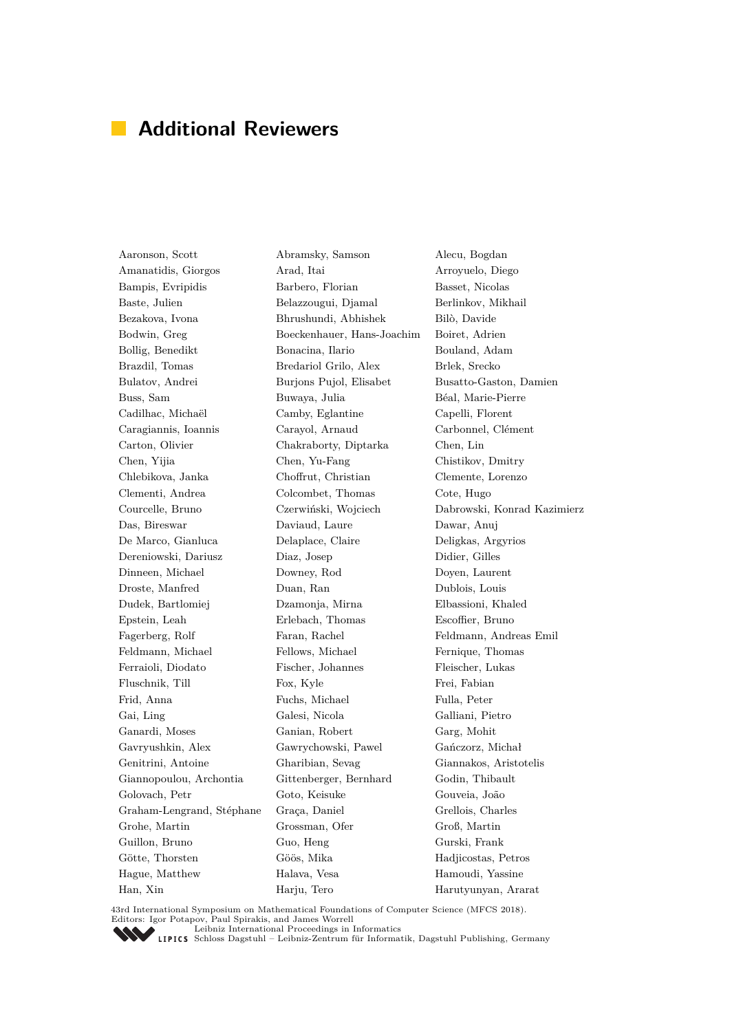## Additional Reviewers

Aaronson, Scott
Abramsky, Samson
Alecu, Bogdan
Amanatidis, Giorgos
Arad, Itai
Arroyuelo, Diego
Bampis, Evripidis
Barbero, Florian
Basset, Nicolas
Baste, Julien
Belazzougui, Djamal
Berlinkov, Mikhail
Bezakova, Ivona
Bhrushundi, Abhishek
Bilò, Davide
Bodwin, Greg
Boeckenhauer, Hans-Joachim
Boiret, Adrien
Bollig, Benedikt
Bonacina, Ilario
Bouland, Adam
Brazdil, Tomas
Bredariol Grilo, Alex
Brlek, Srecko
Bulatov, Andrei
Burjons Pujol, Elisabet
Busatto-Gaston, Damien
Buss, Sam
Buwaya, Julia
Béal, Marie-Pierre
Cadilhac, Michaël
Camby, Eglantine
Capelli, Florent
Caragiannis, Ioannis
Carayol, Arnaud
Carbonnel, Clément
Carton, Olivier
Chakraborty, Diptarka
Chen, Lin
Chen, Yijia
Chen, Yu-Fang
Chistikov, Dmitry
Chlebikova, Janka
Choffrut, Christian
Clemente, Lorenzo
Clementi, Andrea
Colcombet, Thomas
Cote, Hugo
Courcelle, Bruno
Czerwiński, Wojciech
Dabrowski, Konrad Kazimierz
Das, Bireswar
Daviaud, Laure
Dawar, Anuj
De Marco, Gianluca
Delaplace, Claire
Deligkas, Argyrios
Dereniowski, Dariusz
Diaz, Josep
Didier, Gilles
Dinneen, Michael
Downey, Rod
Doyen, Laurent
Droste, Manfred
Duan, Ran
Dublois, Louis
Dudek, Bartlomiej
Dzamonja, Mirna
Elbassioni, Khaled
Epstein, Leah
Erlebach, Thomas
Escoffier, Bruno
Fagerberg, Rolf
Faran, Rachel
Feldmann, Andreas Emil
Feldmann, Michael
Fellows, Michael
Fernique, Thomas
Ferraioli, Diodato
Fischer, Johannes
Fleischer, Lukas
Fluschnik, Till
Fox, Kyle
Frei, Fabian
Frid, Anna
Fuchs, Michael
Fulla, Peter
Gai, Ling
Galesi, Nicola
Galliani, Pietro
Ganardi, Moses
Ganian, Robert
Garg, Mohit
Gavryushkin, Alex
Gawrychowski, Pawel
Gańczorz, Michał
Genitrini, Antoine
Gharibian, Sevag
Giannakos, Aristotelis
Giannopoulou, Archontia
Gittenberger, Bernhard
Godin, Thibault
Golovach, Petr
Goto, Keisuke
Gouveia, João
Graham-Lengrand, Stéphane
Graça, Daniel
Grellois, Charles
Grohe, Martin
Grossman, Ofer
Groß, Martin
Guillon, Bruno
Guo, Heng
Gurski, Frank
Götte, Thorsten
Göös, Mika
Hadjicostas, Petros
Hague, Matthew
Halava, Vesa
Hamoudi, Yassine
Han, Xin
Harju, Tero
Harutyunyan, Ararat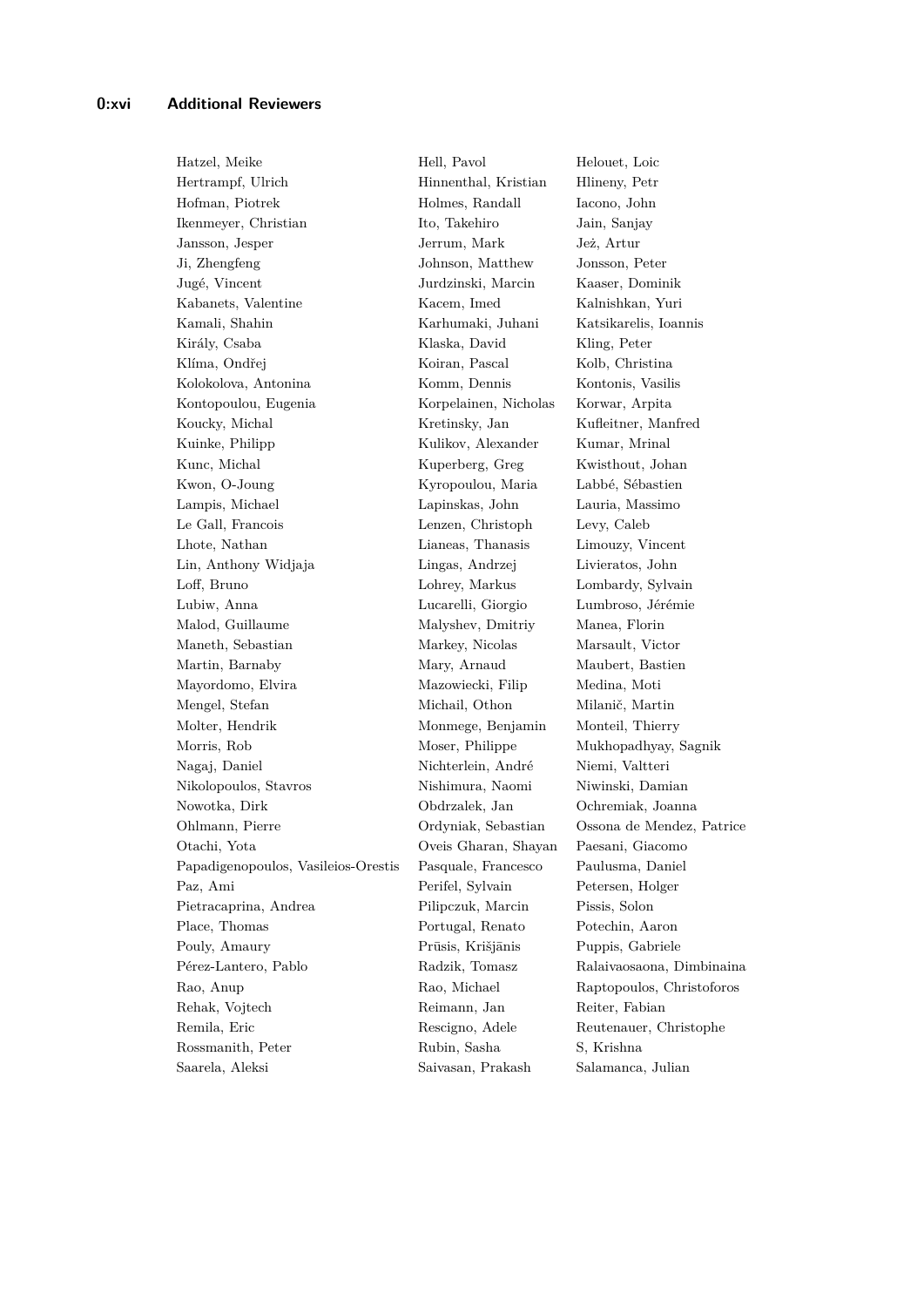Hatzel, Meike
Hell, Pavol
Helouet, Loic
Hertrampf, Ulrich
Hinnenthal, Kristian
Hlineny, Petr
Hofman, Piotrek
Holmes, Randall
Iacono, John
Ikenmeyer, Christian
Ito, Takehiro
Jain, Sanjay
Jansson, Jesper
Jerrum, Mark
Jeż, Artur
Ji, Zhengfeng
Johnson, Matthew
Jonsson, Peter
Jugé, Vincent
Jurdzinski, Marcin
Kaaser, Dominik
Kabanets, Valentine
Kacem, Imed
Kalnishkan, Yuri
Kamali, Shahin
Karhumaki, Juhani
Katsikarelis, Ioannis
Király, Csaba
Klaska, David
Kling, Peter
Klíma, Ondřej
Koiran, Pascal
Kolb, Christina
Kolokolova, Antonina
Komm, Dennis
Kontonis, Vasilis
Kontopoulou, Eugenia
Korpelainen, Nicholas
Korwar, Arpita
Koucky, Michal
Kretinsky, Jan
Kufleitner, Manfred
Kuinke, Philipp
Kulikov, Alexander
Kumar, Mrinal
Kunc, Michal
Kuperberg, Greg
Kwisthout, Johan
Kwon, O-Joung
Kyropoulou, Maria
Labbé, Sébastien
Lampis, Michael
Lapinskas, John
Lauria, Massimo
Le Gall, Francois
Lenzen, Christoph
Levy, Caleb
Lhote, Nathan
Lianeas, Thanasis
Limouzy, Vincent
Lin, Anthony Widjaja
Lingas, Andrzej
Livieratos, John
Loff, Bruno
Lohrey, Markus
Lombardy, Sylvain
Lubiw, Anna
Lucarelli, Giorgio
Lumbroso, Jérémie
Malod, Guillaume
Malyshev, Dmitriy
Manea, Florin
Maneth, Sebastian
Markey, Nicolas
Marsault, Victor
Martin, Barnaby
Mary, Arnaud
Maubert, Bastien
Mayordomo, Elvira
Mazowiecki, Filip
Medina, Moti
Mengel, Stefan
Michail, Othon
Milanič, Martin
Molter, Hendrik
Monmege, Benjamin
Monteil, Thierry
Morris, Rob
Moser, Philippe
Mukhopadhyay, Sagnik
Nagaj, Daniel
Nichterlein, André
Niemi, Valtteri
Nikolopoulos, Stavros
Nishimura, Naomi
Niwinski, Damian
Nowotka, Dirk
Obdrzalek, Jan
Ochremiak, Joanna
Ohlmann, Pierre
Ordyniak, Sebastian
Ossona de Mendez, Patrice
Otachi, Yota
Oveis Gharan, Shayan
Paesani, Giacomo
Papadigenopoulos, Vasileios-Orestis
Pasquale, Francesco
Paulusma, Daniel
Paz, Ami
Perifel, Sylvain
Petersen, Holger
Pietracaprina, Andrea
Pilipczuk, Marcin
Pissis, Solon
Place, Thomas
Portugal, Renato
Potechin, Aaron
Pouly, Amaury
Prūsis, Krišjānis
Puppis, Gabriele
Pérez-Lantero, Pablo
Radzik, Tomasz
Ralaivaosaona, Dimbinaina
Rao, Anup
Rao, Michael
Raptopoulos, Christoforos
Rehak, Vojtech
Reimann, Jan
Reiter, Fabian
Remila, Eric
Rescigno, Adele
Reutenauer, Christophe
Rossmanith, Peter
Rubin, Sasha
S, Krishna
Saarela, Aleksi
Saivasan, Prakash
Salamanca, Julian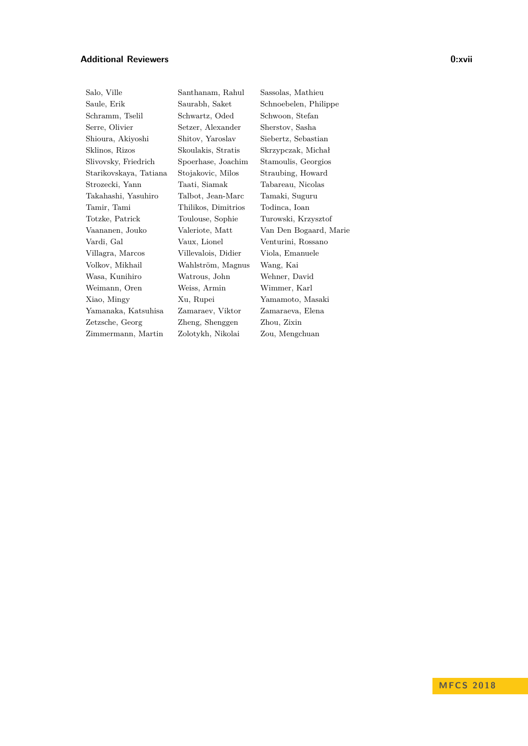Salo, Ville
Saule, Erik
Schramm, Tselil
Serre, Olivier
Shioura, Akiyoshi
Sklinos, Rizos
Slivovsky, Friedrich
Starikovskaya, Tatiana
Strozecki, Yann
Takahashi, Yasuhiro
Tamir, Tami
Totzke, Patrick
Vaananen, Jouko
Vardi, Gal
Villagra, Marcos
Volkov, Mikhail
Wasa, Kunihiro
Weimann, Oren
Xiao, Mingy
Yamanaka, Katsuhisa
Zetzsche, Georg
Zimmermann, Martin
Santhanam, Rahul
Saurabh, Saket
Schwartz, Oded
Setzer, Alexander
Shitov, Yaroslav
Skoulakis, Stratis
Spoerhase, Joachim
Stojakovic, Milos
Taati, Siamak
Talbot, Jean-Marc
Thilikos, Dimitrios
Toulouse, Sophie
Valeriote, Matt
Vaux, Lionel
Villevalois, Didier
Wahlström, Magnus
Watrous, John
Weiss, Armin
Xu, Rupei
Zamaraev, Viktor
Zheng, Shenggen
Zolotykh, Nikolai
Sassolas, Mathieu
Schnoebelen, Philippe
Schwoon, Stefan
Sherstov, Sasha
Siebertz, Sebastian
Skrzypczak, Michał
Stamoulis, Georgios
Straubing, Howard
Tabareau, Nicolas
Tamaki, Suguru
Todinca, Ioan
Turowski, Krzysztof
Van Den Bogaard, Marie
Venturini, Rossano
Viola, Emanuele
Wang, Kai
Wehner, David
Wimmer, Karl
Yamamoto, Masaki
Zamaraeva, Elena
Zhou, Zixin
Zou, Mengchuan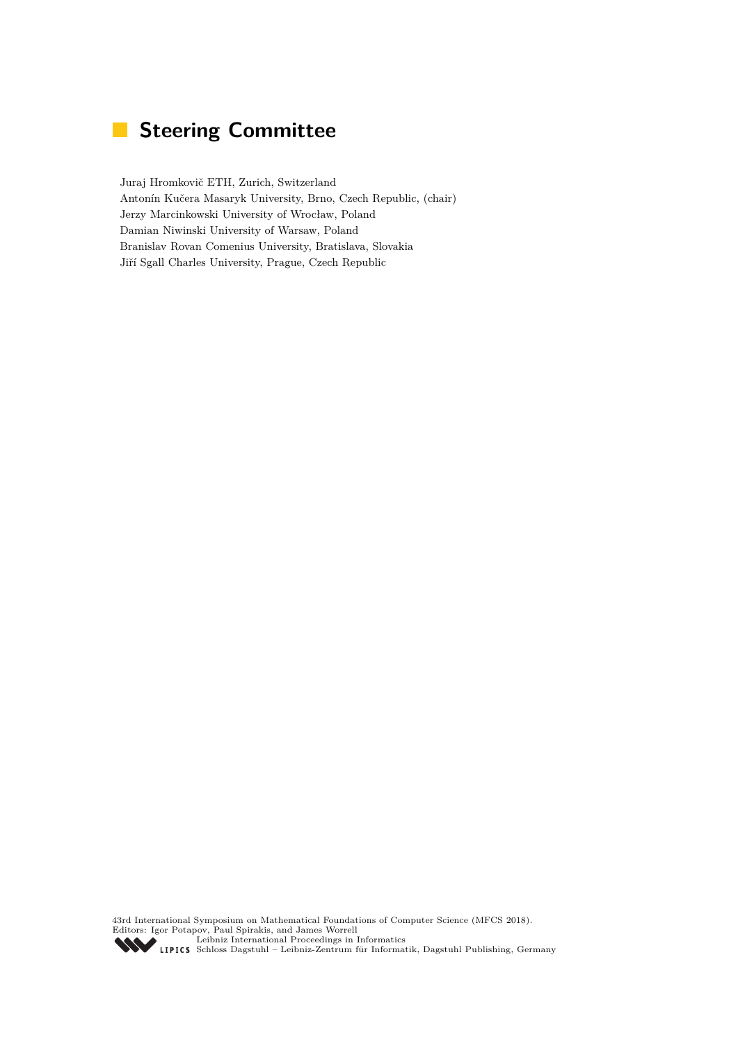## Steering Committee

Juraj Hromkovič ETH, Zurich, Switzerland
Antonín Kučera Masaryk University, Brno, Czech Republic, (chair)
Jerzy Marcinkowski University of Wrocław, Poland
Damian Niwinski University of Warsaw, Poland
Branislav Rovan Comenius University, Bratislava, Slovakia
Jiří Sgall Charles University, Prague, Czech Republic